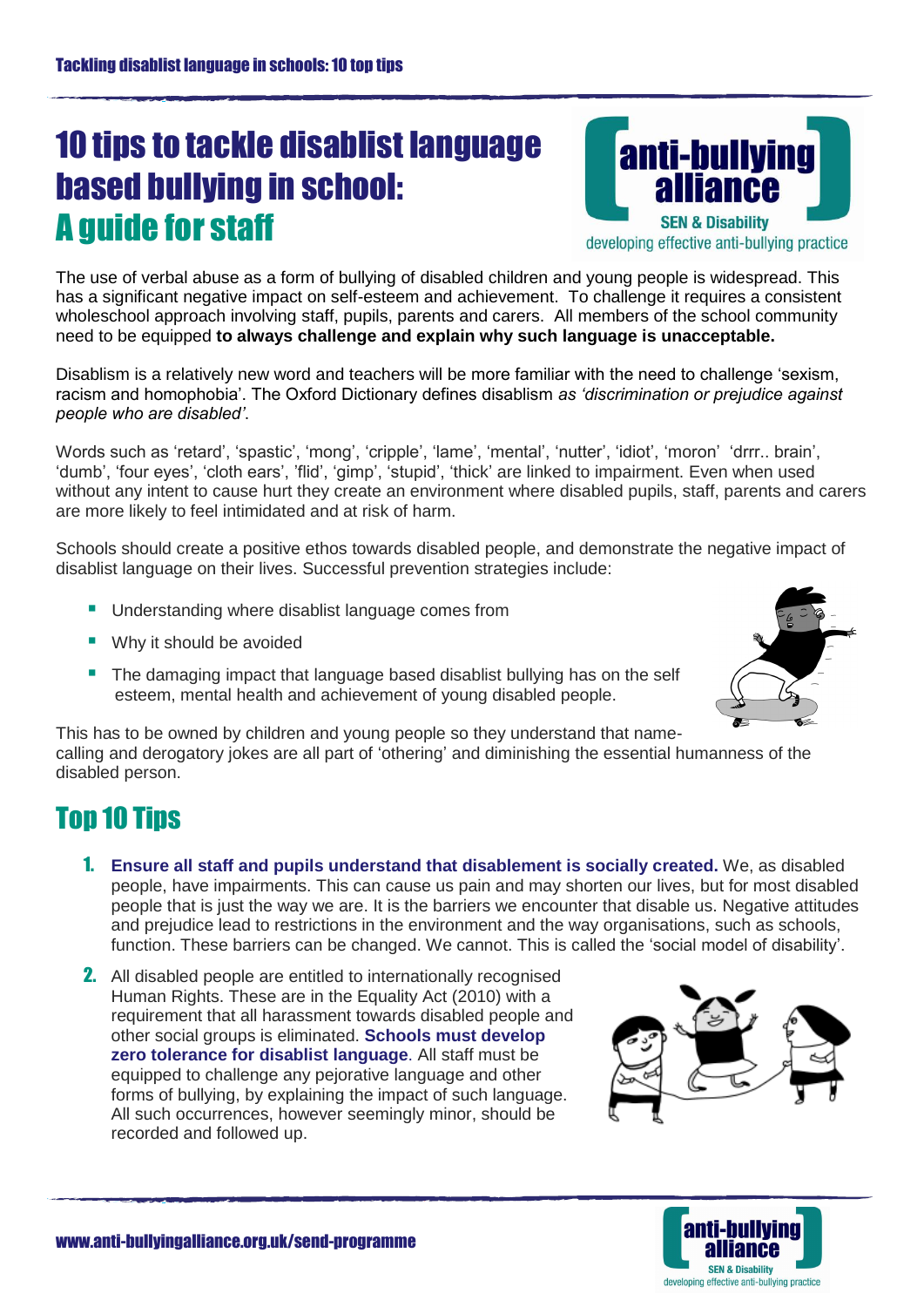# 10 tips to tackle disablist language based bullying in school: A guide for staff

The use of verbal abuse as a form of bullying of disabled children and young people is widespread. This has a significant negative impact on self-esteem and achievement. To challenge it requires a consistent wholeschool approach involving staff, pupils, parents and carers. All members of the school community need to be equipped **to always challenge and explain why such language is unacceptable.**

Disablism is a relatively new word and teachers will be more familiar with the need to challenge 'sexism, racism and homophobia'. The Oxford Dictionary defines disablism *as 'discrimination or prejudice against people who are disabled'*.

Words such as 'retard', 'spastic', 'mong', 'cripple', 'lame', 'mental', 'nutter', 'idiot', 'moron' 'drrr.. brain', 'dumb', 'four eyes', 'cloth ears', 'flid', 'gimp', 'stupid', 'thick' are linked to impairment. Even when used without any intent to cause hurt they create an environment where disabled pupils, staff, parents and carers are more likely to feel intimidated and at risk of harm.

Schools should create a positive ethos towards disabled people, and demonstrate the negative impact of disablist language on their lives. Successful prevention strategies include:

- Understanding where disablist language comes from
- Why it should be avoided
- The damaging impact that language based disablist bullying has on the self esteem, mental health and achievement of young disabled people.

This has to be owned by children and young people so they understand that name-calling and derogatory jokes are all part of 'othering' and diminishing the essential humanness of the disabled person.

## Top 10 Tips

1. **Ensure all staff and pupils understand that disablement is socially created.** We, as disabled people, have impairments. This can cause us pain and may shorten our lives, but for most disabled people that is just the way we are. It is the barriers we encounter that disable us. Negative attitudes and prejudice lead to restrictions in the environment and the way organisations, such as schools, function. These barriers can be changed. We cannot. This is called the 'social model of disability'.

2. All disabled people are entitled to internationally recognised Human Rights. These are in the Equality Act (2010) with a requirement that all harassment towards disabled people and other social groups is eliminated. **Schools must develop zero tolerance for disablist language**. All staff must be equipped to challenge any pejorative language and other forms of bullying, by explaining the impact of such language. All such occurrences, however seemingly minor, should be recorded and followed up.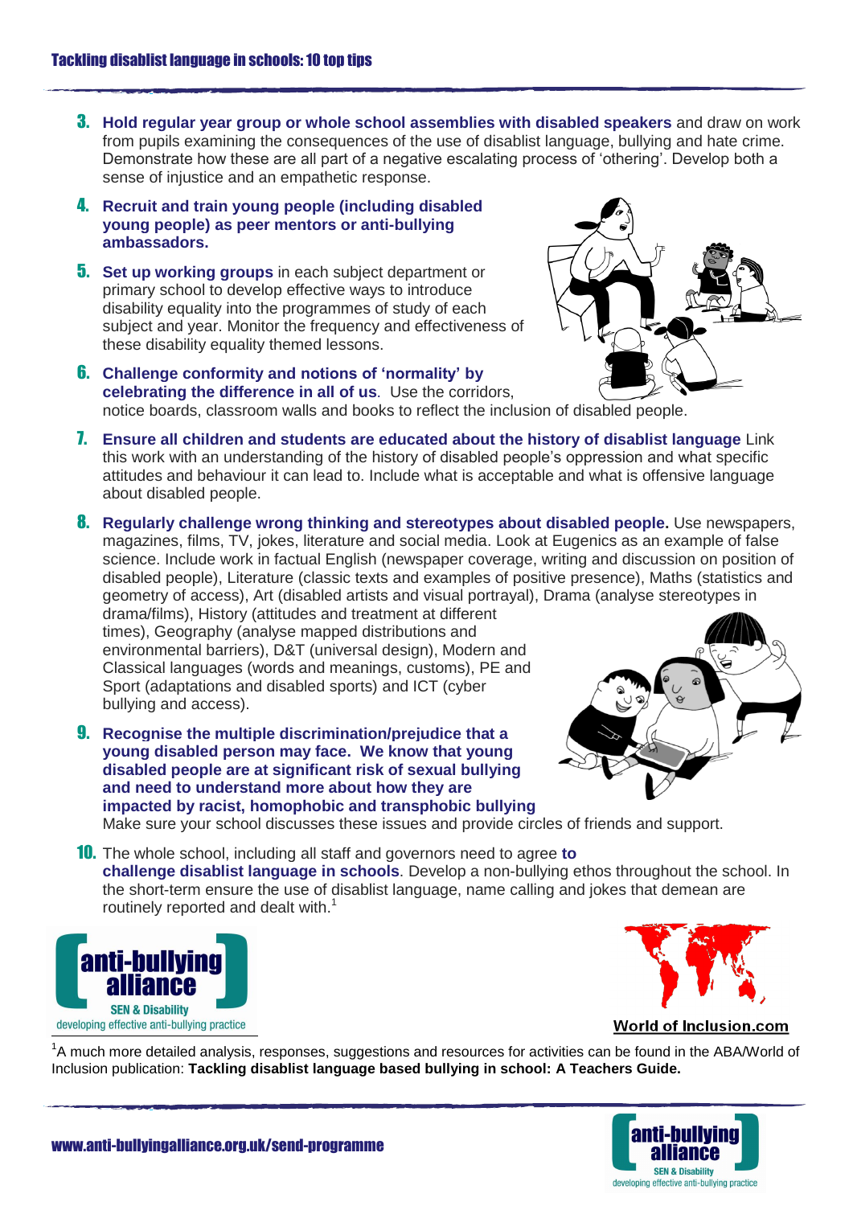3. **Hold regular year group or whole school assemblies with disabled speakers** and draw on work from pupils examining the consequences of the use of disablist language, bullying and hate crime. Demonstrate how these are all part of a negative escalating process of 'othering'. Develop both a sense of injustice and an empathetic response.
4. **Recruit and train young people (including disabled young people) as peer mentors or anti-bullying ambassadors.**
5. **Set up working groups** in each subject department or primary school to develop effective ways to introduce disability equality into the programmes of study of each subject and year. Monitor the frequency and effectiveness of these disability equality themed lessons.
6. **Challenge conformity and notions of 'normality' by celebrating the difference in all of us**. Use the corridors, notice boards, classroom walls and books to reflect the inclusion of disabled people.
7. **Ensure all children and students are educated about the history of disablist language** Link this work with an understanding of the history of disabled people's oppression and what specific attitudes and behaviour it can lead to. Include what is acceptable and what is offensive language about disabled people.
8. **Regularly challenge wrong thinking and stereotypes about disabled people.** Use newspapers, magazines, films, TV, jokes, literature and social media. Look at Eugenics as an example of false science. Include work in factual English (newspaper coverage, writing and discussion on position of disabled people), Literature (classic texts and examples of positive presence), Maths (statistics and geometry of access), Art (disabled artists and visual portrayal), Drama (analyse stereotypes in drama/films), History (attitudes and treatment at different times), Geography (analyse mapped distributions and environmental barriers), D&T (universal design), Modern and Classical languages (words and meanings, customs), PE and Sport (adaptations and disabled sports) and ICT (cyber bullying and access).
9. **Recognise the multiple discrimination/prejudice that a young disabled person may face. We know that young disabled people are at significant risk of sexual bullying and need to understand more about how they are impacted by racist, homophobic and transphobic bullying** Make sure your school discusses these issues and provide circles of friends and support.
10. The whole school, including all staff and governors need to agree **to challenge disablist language in schools**. Develop a non-bullying ethos throughout the school. In the short-term ensure the use of disablist language, name calling and jokes that demean are routinely reported and dealt with.[1]

anti-bullying alliance
SEN & Disability
developing effective anti-bullying practice

World of Inclusion.com

[1] A much more detailed analysis, responses, suggestions and resources for activities can be found in the ABA/World of Inclusion publication: **Tackling disablist language based bullying in school: A Teachers Guide.**

www.anti-bullyingalliance.org.uk/send-programme